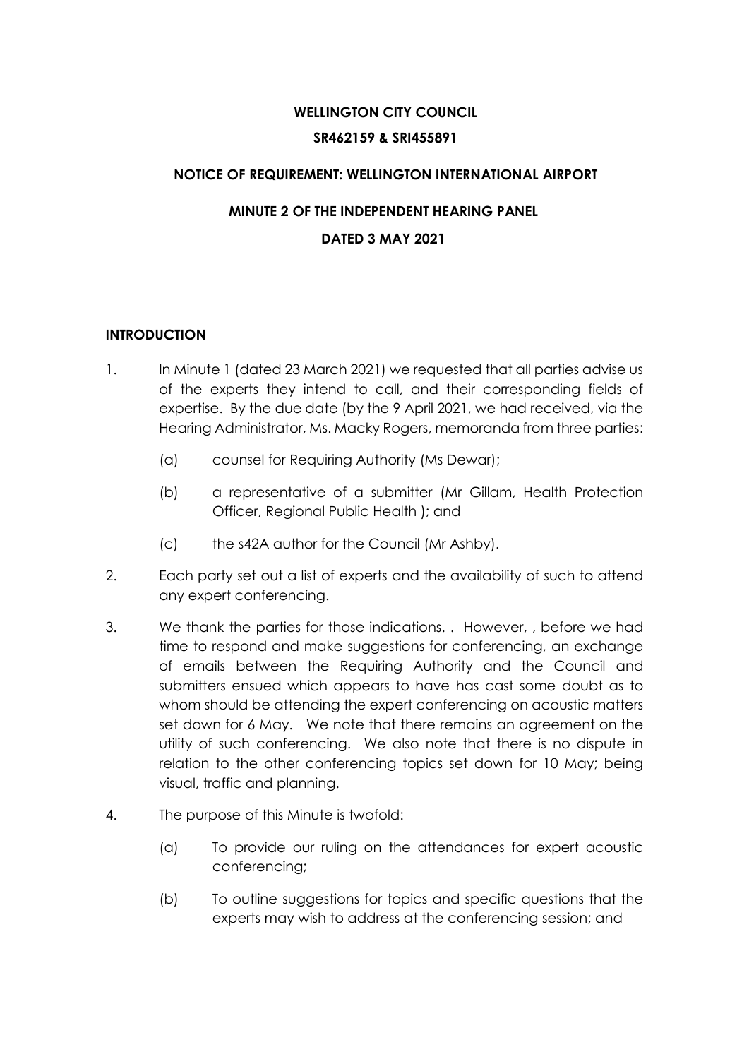**WELLINGTON CITY COUNCIL**

**SR462159 & SRI455891**

**NOTICE OF REQUIREMENT: WELLINGTON INTERNATIONAL AIRPORT**

**MINUTE 2 OF THE INDEPENDENT HEARING PANEL**

**DATED 3 MAY 2021**

---

## INTRODUCTION

1. In Minute 1 (dated 23 March 2021) we requested that all parties advise us of the experts they intend to call, and their corresponding fields of expertise. By the due date (by the 9 April 2021, we had received, via the Hearing Administrator, Ms. Macky Rogers, memoranda from three parties:

   (a) counsel for Requiring Authority (Ms Dewar);

   (b) a representative of a submitter (Mr Gillam, Health Protection Officer, Regional Public Health ); and

   (c) the s42A author for the Council (Mr Ashby).

2. Each party set out a list of experts and the availability of such to attend any expert conferencing.

3. We thank the parties for those indications. . However, , before we had time to respond and make suggestions for conferencing, an exchange of emails between the Requiring Authority and the Council and submitters ensued which appears to have has cast some doubt as to whom should be attending the expert conferencing on acoustic matters set down for 6 May. We note that there remains an agreement on the utility of such conferencing. We also note that there is no dispute in relation to the other conferencing topics set down for 10 May; being visual, traffic and planning.

4. The purpose of this Minute is twofold:

   (a) To provide our ruling on the attendances for expert acoustic conferencing;

   (b) To outline suggestions for topics and specific questions that the experts may wish to address at the conferencing session; and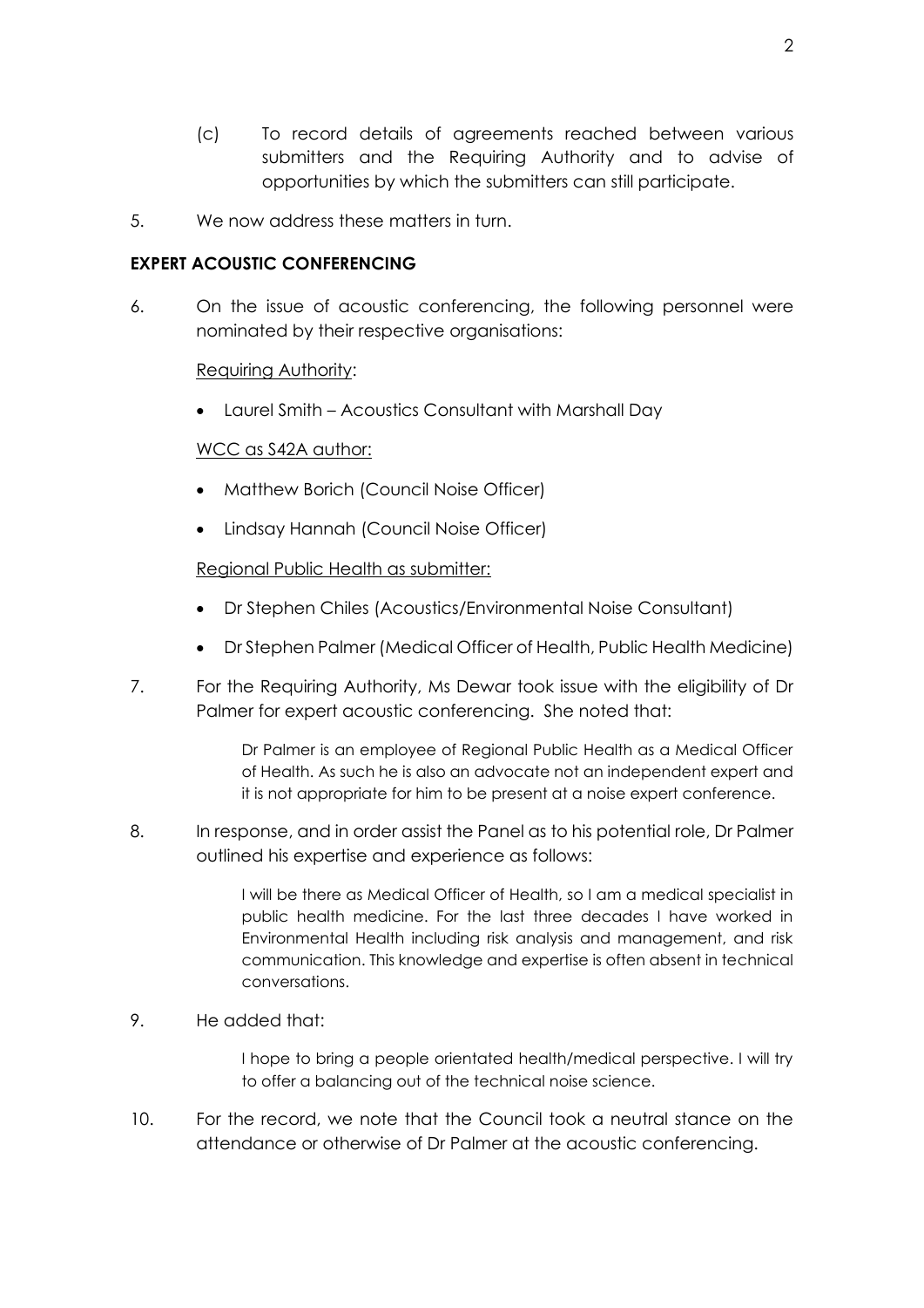(c) To record details of agreements reached between various submitters and the Requiring Authority and to advise of opportunities by which the submitters can still participate.

5. We now address these matters in turn.

**EXPERT ACOUSTIC CONFERENCING**

6. On the issue of acoustic conferencing, the following personnel were nominated by their respective organisations:

   Requiring Authority:

   - Laurel Smith – Acoustics Consultant with Marshall Day

   WCC as S42A author:

   - Matthew Borich (Council Noise Officer)
   - Lindsay Hannah (Council Noise Officer)

   Regional Public Health as submitter:

   - Dr Stephen Chiles (Acoustics/Environmental Noise Consultant)
   - Dr Stephen Palmer (Medical Officer of Health, Public Health Medicine)

7. For the Requiring Authority, Ms Dewar took issue with the eligibility of Dr Palmer for expert acoustic conferencing. She noted that:

   > Dr Palmer is an employee of Regional Public Health as a Medical Officer of Health. As such he is also an advocate not an independent expert and it is not appropriate for him to be present at a noise expert conference.

8. In response, and in order assist the Panel as to his potential role, Dr Palmer outlined his expertise and experience as follows:

   > I will be there as Medical Officer of Health, so I am a medical specialist in public health medicine. For the last three decades I have worked in Environmental Health including risk analysis and management, and risk communication. This knowledge and expertise is often absent in technical conversations.

9. He added that:

   > I hope to bring a people orientated health/medical perspective. I will try to offer a balancing out of the technical noise science.

10. For the record, we note that the Council took a neutral stance on the attendance or otherwise of Dr Palmer at the acoustic conferencing.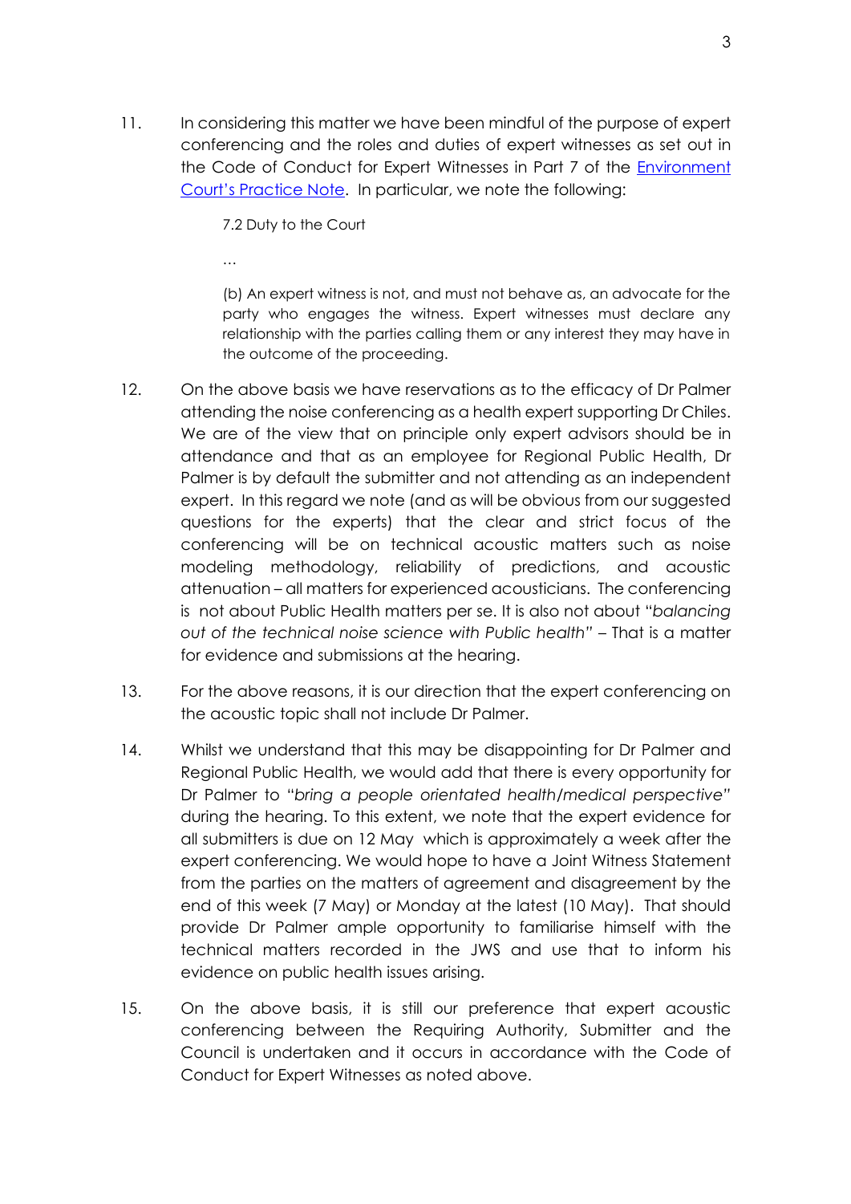11. In considering this matter we have been mindful of the purpose of expert conferencing and the roles and duties of expert witnesses as set out in the Code of Conduct for Expert Witnesses in Part 7 of the [Environment Court's Practice Note](). In particular, we note the following:

> 7.2 Duty to the Court
>
> …
>
> (b) An expert witness is not, and must not behave as, an advocate for the party who engages the witness. Expert witnesses must declare any relationship with the parties calling them or any interest they may have in the outcome of the proceeding.

12. On the above basis we have reservations as to the efficacy of Dr Palmer attending the noise conferencing as a health expert supporting Dr Chiles. We are of the view that on principle only expert advisors should be in attendance and that as an employee for Regional Public Health, Dr Palmer is by default the submitter and not attending as an independent expert. In this regard we note (and as will be obvious from our suggested questions for the experts) that the clear and strict focus of the conferencing will be on technical acoustic matters such as noise modeling methodology, reliability of predictions, and acoustic attenuation – all matters for experienced acousticians. The conferencing is not about Public Health matters per se. It is also not about "*balancing out of the technical noise science with Public health*" – That is a matter for evidence and submissions at the hearing.

13. For the above reasons, it is our direction that the expert conferencing on the acoustic topic shall not include Dr Palmer.

14. Whilst we understand that this may be disappointing for Dr Palmer and Regional Public Health, we would add that there is every opportunity for Dr Palmer to "*bring a people orientated health/medical perspective*" during the hearing. To this extent, we note that the expert evidence for all submitters is due on 12 May which is approximately a week after the expert conferencing. We would hope to have a Joint Witness Statement from the parties on the matters of agreement and disagreement by the end of this week (7 May) or Monday at the latest (10 May). That should provide Dr Palmer ample opportunity to familiarise himself with the technical matters recorded in the JWS and use that to inform his evidence on public health issues arising.

15. On the above basis, it is still our preference that expert acoustic conferencing between the Requiring Authority, Submitter and the Council is undertaken and it occurs in accordance with the Code of Conduct for Expert Witnesses as noted above.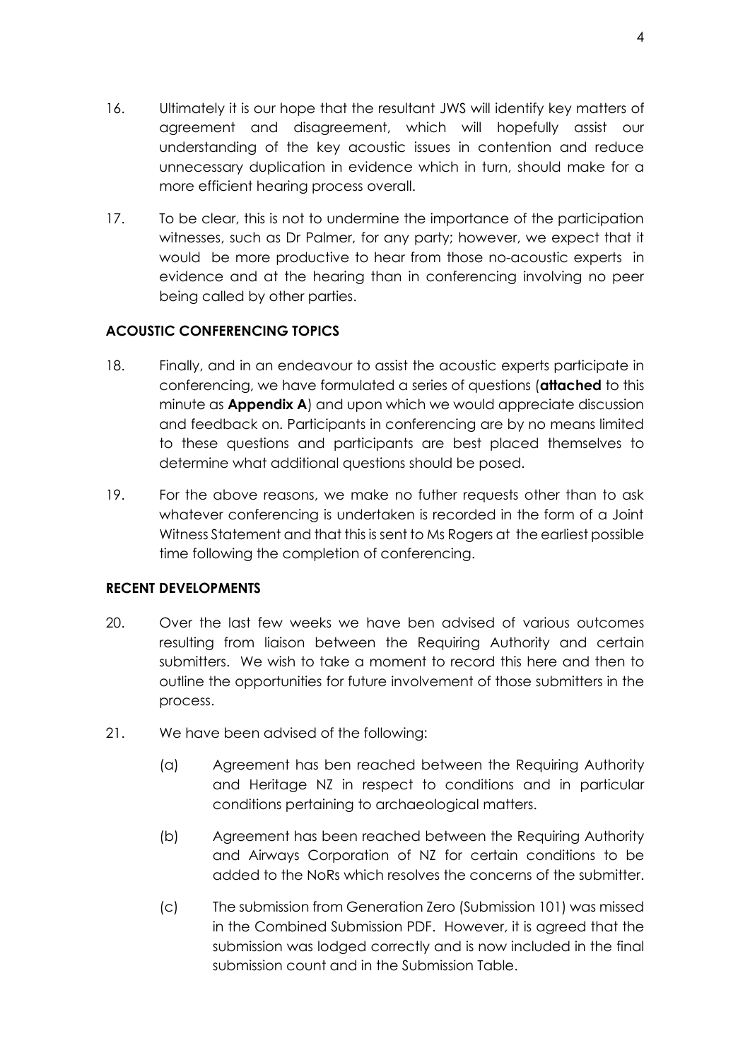16. Ultimately it is our hope that the resultant JWS will identify key matters of agreement and disagreement, which will hopefully assist our understanding of the key acoustic issues in contention and reduce unnecessary duplication in evidence which in turn, should make for a more efficient hearing process overall.

17. To be clear, this is not to undermine the importance of the participation witnesses, such as Dr Palmer, for any party; however, we expect that it would be more productive to hear from those no-acoustic experts in evidence and at the hearing than in conferencing involving no peer being called by other parties.

**ACOUSTIC CONFERENCING TOPICS**

18. Finally, and in an endeavour to assist the acoustic experts participate in conferencing, we have formulated a series of questions (**attached** to this minute as **Appendix A**) and upon which we would appreciate discussion and feedback on. Participants in conferencing are by no means limited to these questions and participants are best placed themselves to determine what additional questions should be posed.

19. For the above reasons, we make no futher requests other than to ask whatever conferencing is undertaken is recorded in the form of a Joint Witness Statement and that this is sent to Ms Rogers at the earliest possible time following the completion of conferencing.

**RECENT DEVELOPMENTS**

20. Over the last few weeks we have ben advised of various outcomes resulting from liaison between the Requiring Authority and certain submitters. We wish to take a moment to record this here and then to outline the opportunities for future involvement of those submitters in the process.

21. We have been advised of the following:

    (a) Agreement has ben reached between the Requiring Authority and Heritage NZ in respect to conditions and in particular conditions pertaining to archaeological matters.

    (b) Agreement has been reached between the Requiring Authority and Airways Corporation of NZ for certain conditions to be added to the NoRs which resolves the concerns of the submitter.

    (c) The submission from Generation Zero (Submission 101) was missed in the Combined Submission PDF. However, it is agreed that the submission was lodged correctly and is now included in the final submission count and in the Submission Table.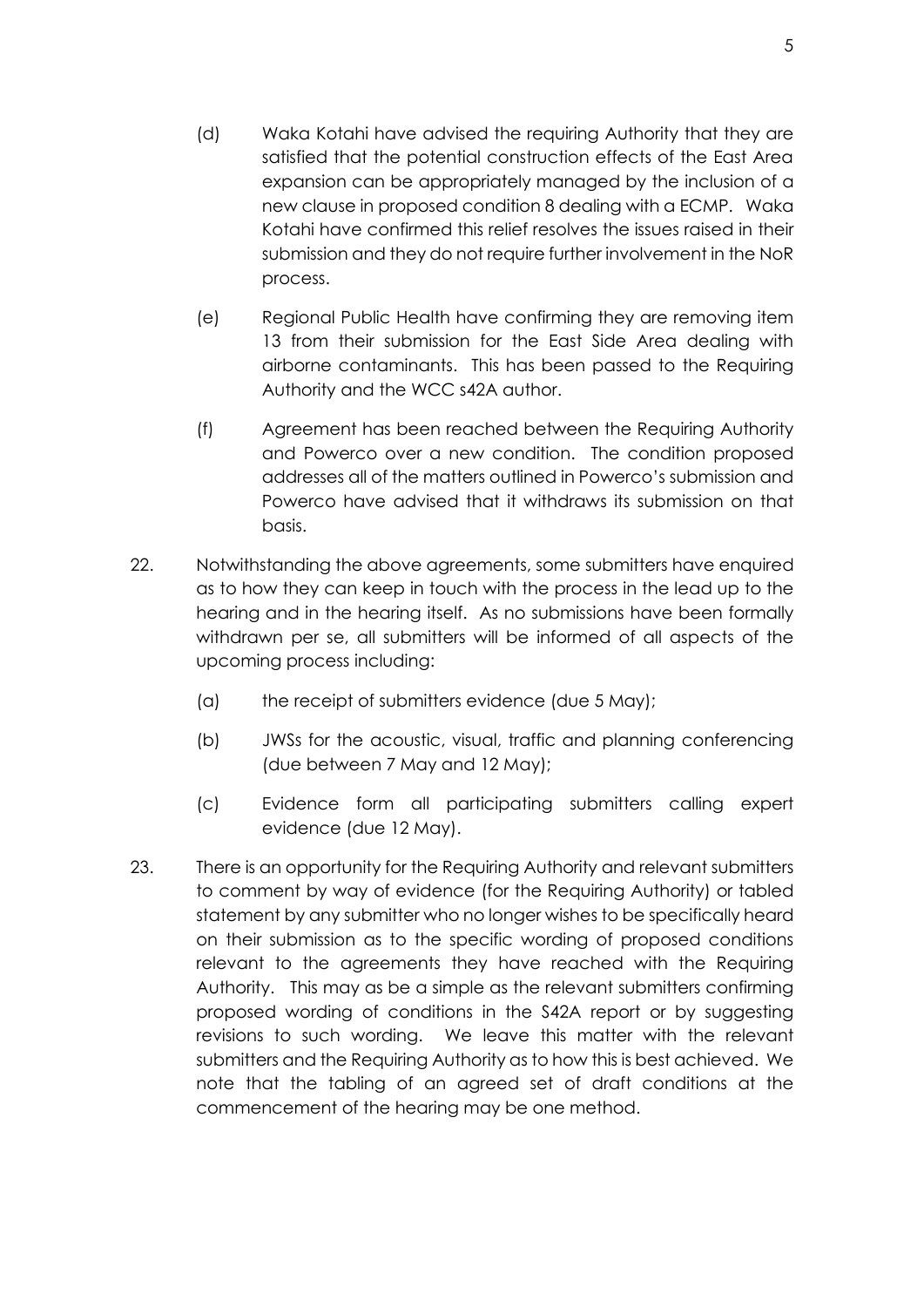(d) Waka Kotahi have advised the requiring Authority that they are satisfied that the potential construction effects of the East Area expansion can be appropriately managed by the inclusion of a new clause in proposed condition 8 dealing with a ECMP. Waka Kotahi have confirmed this relief resolves the issues raised in their submission and they do not require further involvement in the NoR process.

(e) Regional Public Health have confirming they are removing item 13 from their submission for the East Side Area dealing with airborne contaminants. This has been passed to the Requiring Authority and the WCC s42A author.

(f) Agreement has been reached between the Requiring Authority and Powerco over a new condition. The condition proposed addresses all of the matters outlined in Powerco's submission and Powerco have advised that it withdraws its submission on that basis.

22. Notwithstanding the above agreements, some submitters have enquired as to how they can keep in touch with the process in the lead up to the hearing and in the hearing itself. As no submissions have been formally withdrawn per se, all submitters will be informed of all aspects of the upcoming process including:

(a) the receipt of submitters evidence (due 5 May);

(b) JWSs for the acoustic, visual, traffic and planning conferencing (due between 7 May and 12 May);

(c) Evidence form all participating submitters calling expert evidence (due 12 May).

23. There is an opportunity for the Requiring Authority and relevant submitters to comment by way of evidence (for the Requiring Authority) or tabled statement by any submitter who no longer wishes to be specifically heard on their submission as to the specific wording of proposed conditions relevant to the agreements they have reached with the Requiring Authority. This may as be a simple as the relevant submitters confirming proposed wording of conditions in the S42A report or by suggesting revisions to such wording. We leave this matter with the relevant submitters and the Requiring Authority as to how this is best achieved. We note that the tabling of an agreed set of draft conditions at the commencement of the hearing may be one method.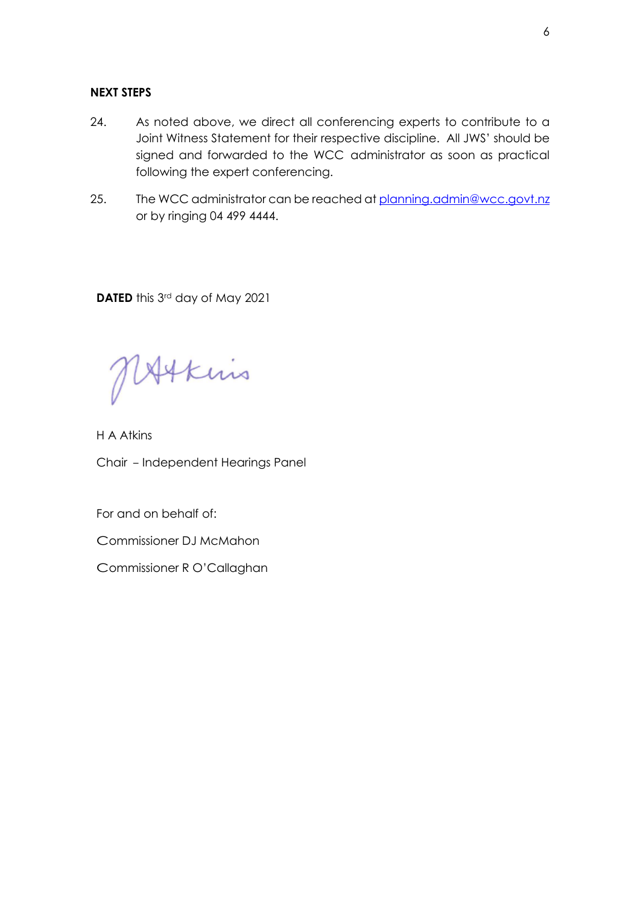## NEXT STEPS

24. As noted above, we direct all conferencing experts to contribute to a Joint Witness Statement for their respective discipline. All JWS' should be signed and forwarded to the WCC administrator as soon as practical following the expert conferencing.

25. The WCC administrator can be reached at planning.admin@wcc.govt.nz or by ringing 04 499 4444.

**DATED** this 3rd day of May 2021

H A Atkins

Chair – Independent Hearings Panel

For and on behalf of:

Commissioner DJ McMahon

Commissioner R O'Callaghan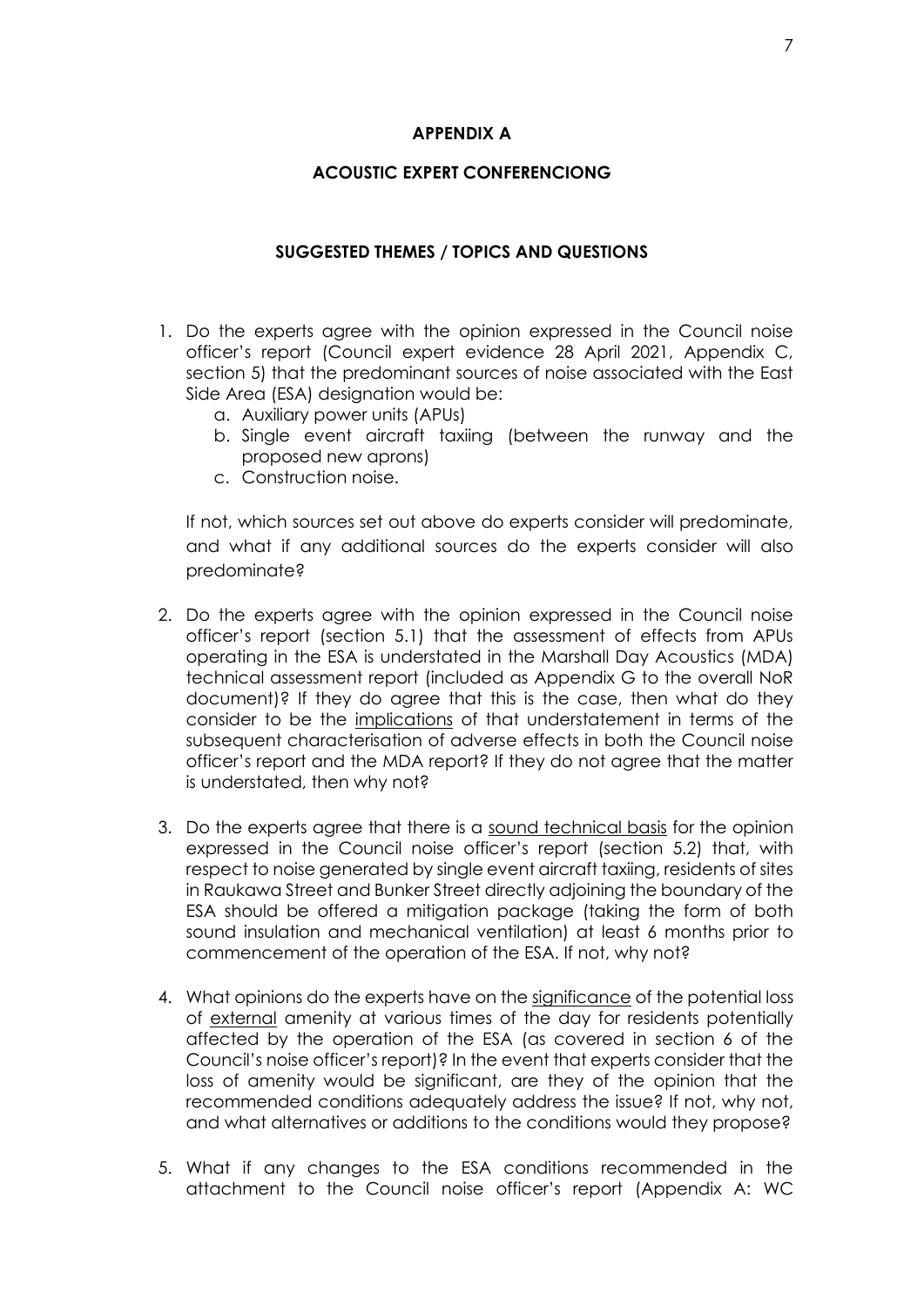**APPENDIX A**

**ACOUSTIC EXPERT CONFERENCIONG**

**SUGGESTED THEMES / TOPICS AND QUESTIONS**

1. Do the experts agree with the opinion expressed in the Council noise officer's report (Council expert evidence 28 April 2021, Appendix C, section 5) that the predominant sources of noise associated with the East Side Area (ESA) designation would be:
   a. Auxiliary power units (APUs)
   b. Single event aircraft taxiing (between the runway and the proposed new aprons)
   c. Construction noise.

   If not, which sources set out above do experts consider will predominate, and what if any additional sources do the experts consider will also predominate?

2. Do the experts agree with the opinion expressed in the Council noise officer's report (section 5.1) that the assessment of effects from APUs operating in the ESA is understated in the Marshall Day Acoustics (MDA) technical assessment report (included as Appendix G to the overall NoR document)? If they do agree that this is the case, then what do they consider to be the implications of that understatement in terms of the subsequent characterisation of adverse effects in both the Council noise officer's report and the MDA report? If they do not agree that the matter is understated, then why not?

3. Do the experts agree that there is a sound technical basis for the opinion expressed in the Council noise officer's report (section 5.2) that, with respect to noise generated by single event aircraft taxiing, residents of sites in Raukawa Street and Bunker Street directly adjoining the boundary of the ESA should be offered a mitigation package (taking the form of both sound insulation and mechanical ventilation) at least 6 months prior to commencement of the operation of the ESA. If not, why not?

4. What opinions do the experts have on the significance of the potential loss of external amenity at various times of the day for residents potentially affected by the operation of the ESA (as covered in section 6 of the Council's noise officer's report)? In the event that experts consider that the loss of amenity would be significant, are they of the opinion that the recommended conditions adequately address the issue? If not, why not, and what alternatives or additions to the conditions would they propose?

5. What if any changes to the ESA conditions recommended in the attachment to the Council noise officer's report (Appendix A: WC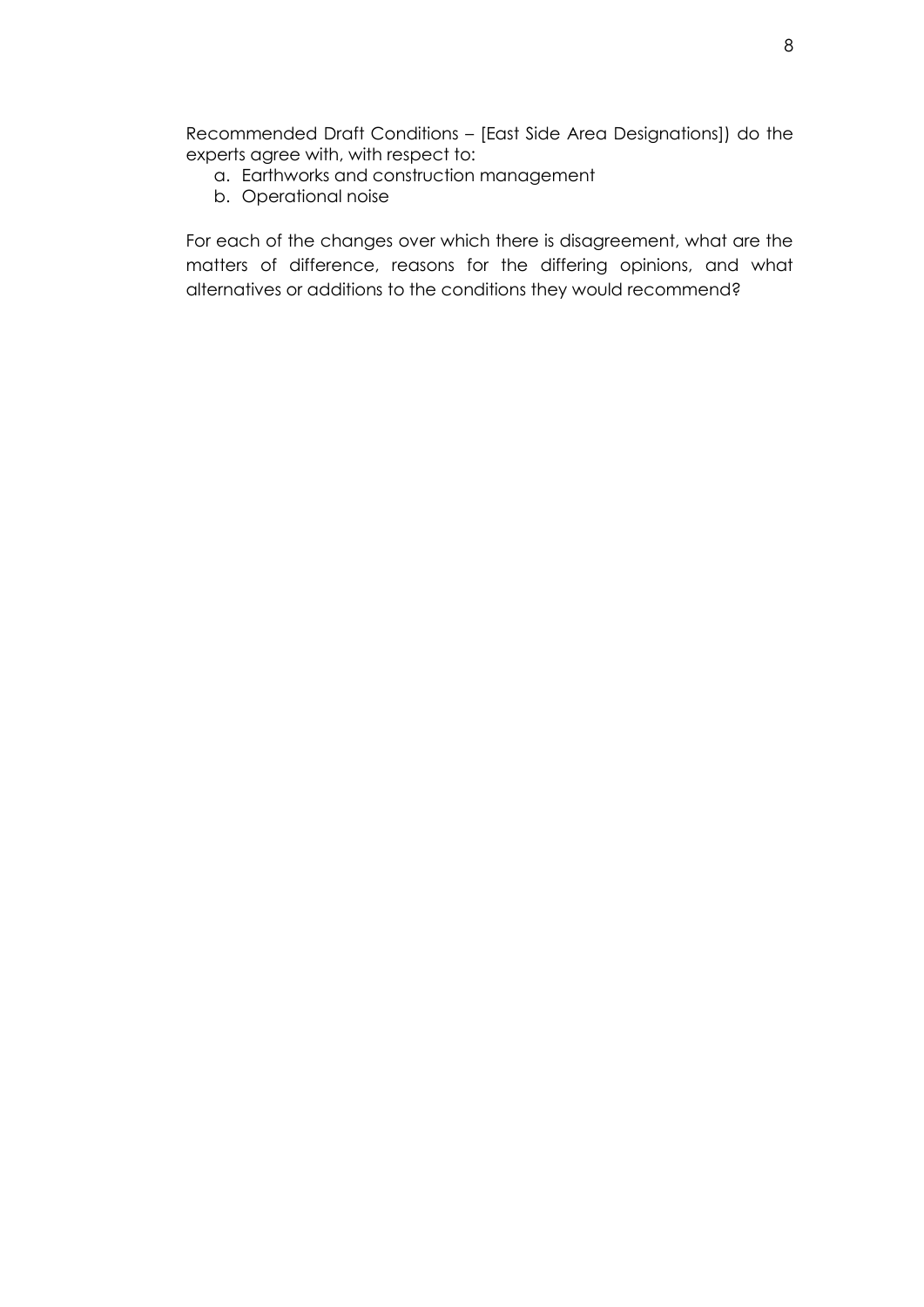Recommended Draft Conditions – [East Side Area Designations]) do the experts agree with, with respect to:

a. Earthworks and construction management
b. Operational noise

For each of the changes over which there is disagreement, what are the matters of difference, reasons for the differing opinions, and what alternatives or additions to the conditions they would recommend?